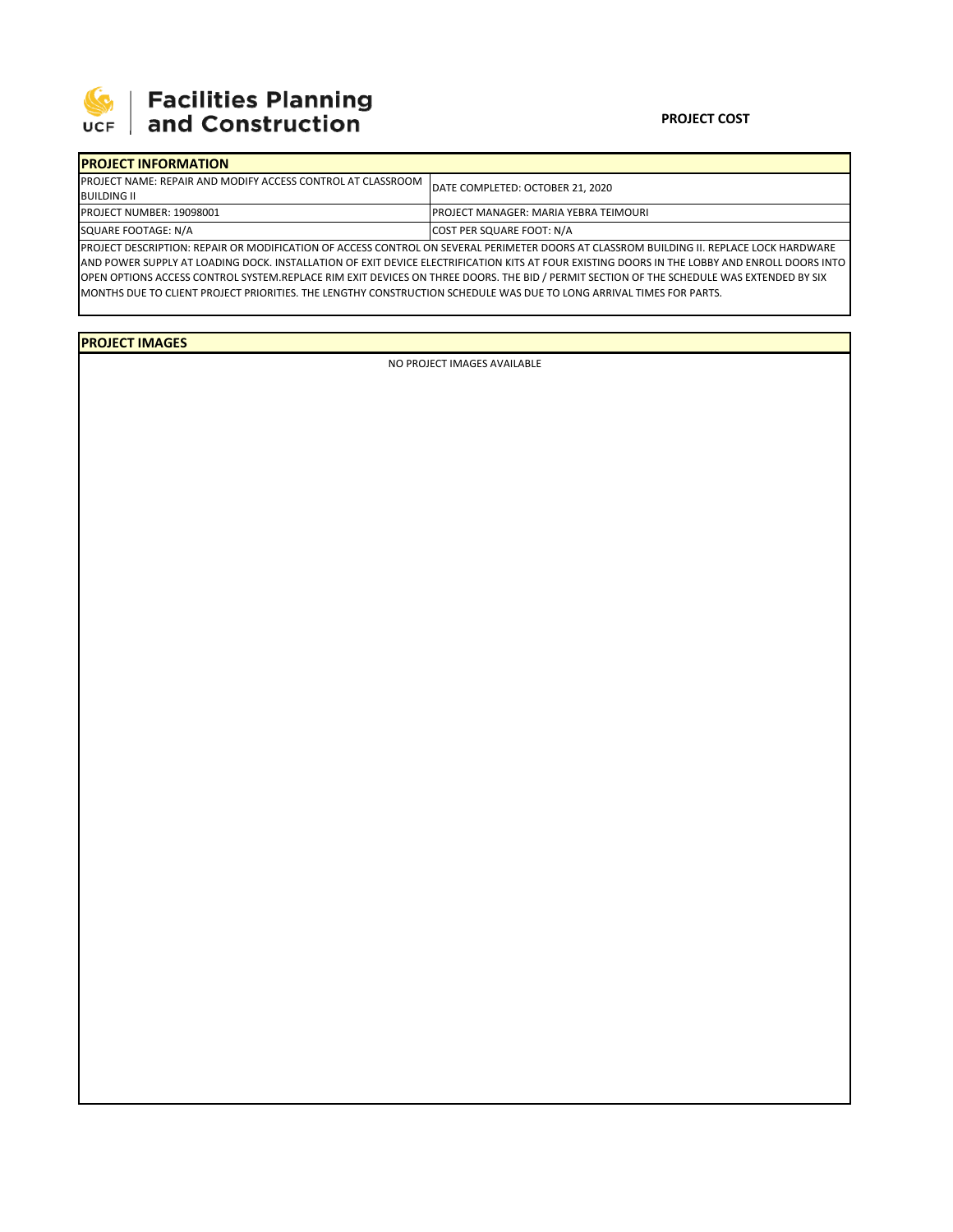Facilities Planning and Construction

UCF

**PROJECT COST**

## PROJECT INFORMATION

| | |
|---|---|
| PROJECT NAME: REPAIR AND MODIFY ACCESS CONTROL AT CLASSROOM BUILDING II | DATE COMPLETED: OCTOBER 21, 2020 |
| PROJECT NUMBER: 19098001 | PROJECT MANAGER: MARIA YEBRA TEIMOURI |
| SQUARE FOOTAGE: N/A | COST PER SQUARE FOOT: N/A |

PROJECT DESCRIPTION: REPAIR OR MODIFICATION OF ACCESS CONTROL ON SEVERAL PERIMETER DOORS AT CLASSROM BUILDING II. REPLACE LOCK HARDWARE AND POWER SUPPLY AT LOADING DOCK. INSTALLATION OF EXIT DEVICE ELECTRIFICATION KITS AT FOUR EXISTING DOORS IN THE LOBBY AND ENROLL DOORS INTO OPEN OPTIONS ACCESS CONTROL SYSTEM.REPLACE RIM EXIT DEVICES ON THREE DOORS. THE BID / PERMIT SECTION OF THE SCHEDULE WAS EXTENDED BY SIX MONTHS DUE TO CLIENT PROJECT PRIORITIES. THE LENGTHY CONSTRUCTION SCHEDULE WAS DUE TO LONG ARRIVAL TIMES FOR PARTS.

## PROJECT IMAGES

NO PROJECT IMAGES AVAILABLE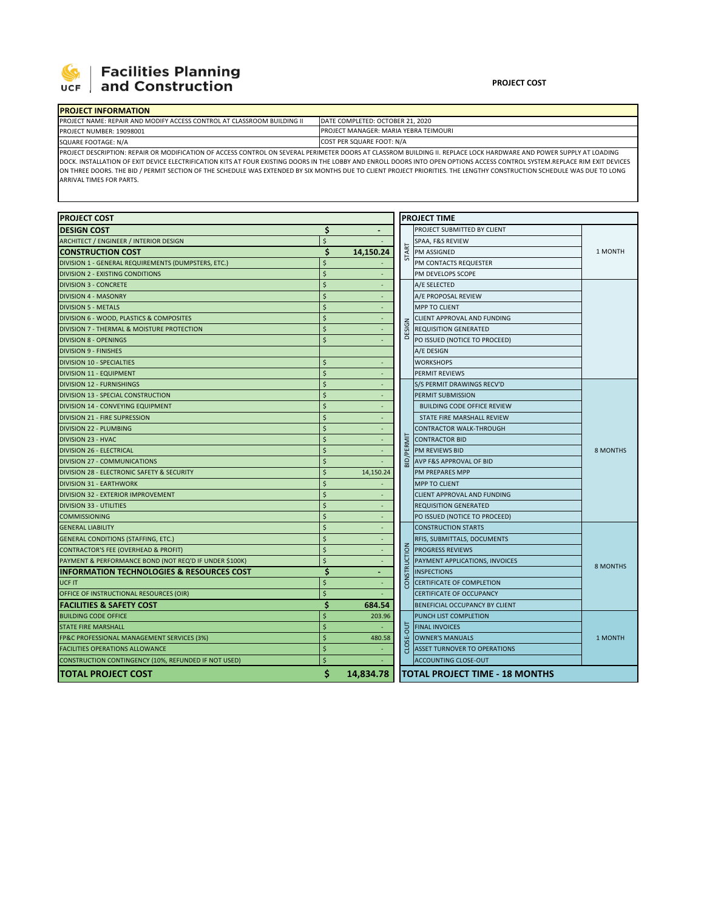**Facilities Planning and Construction** (UCF)

**PROJECT COST**

| PROJECT INFORMATION | |
|---|---|
| PROJECT NAME: REPAIR AND MODIFY ACCESS CONTROL AT CLASSROOM BUILDING II | DATE COMPLETED: OCTOBER 21, 2020 |
| PROJECT NUMBER: 19098001 | PROJECT MANAGER: MARIA YEBRA TEIMOURI |
| SQUARE FOOTAGE: N/A | COST PER SQUARE FOOT: N/A |

PROJECT DESCRIPTION: REPAIR OR MODIFICATION OF ACCESS CONTROL ON SEVERAL PERIMETER DOORS AT CLASSROOM BUILDING II. REPLACE LOCK HARDWARE AND POWER SUPPLY AT LOADING DOCK. INSTALLATION OF EXIT DEVICE ELECTRIFICATION KITS AT FOUR EXISTING DOORS IN THE LOBBY AND ENROLL DOORS INTO OPEN OPTIONS ACCESS CONTROL SYSTEM.REPLACE RIM EXIT DEVICES ON THREE DOORS. THE BID / PERMIT SECTION OF THE SCHEDULE WAS EXTENDED BY SIX MONTHS DUE TO CLIENT PROJECT PRIORITIES. THE LENGTHY CONSTRUCTION SCHEDULE WAS DUE TO LONG ARRIVAL TIMES FOR PARTS.

| PROJECT COST | |
|---|---|
| **DESIGN COST** | **$ -** |
| ARCHITECT / ENGINEER / INTERIOR DESIGN | $ - |
| **CONSTRUCTION COST** | **$ 14,150.24** |
| DIVISION 1 - GENERAL REQUIREMENTS (DUMPSTERS, ETC.) | $ - |
| DIVISION 2 - EXISTING CONDITIONS | $ - |
| DIVISION 3 - CONCRETE | $ - |
| DIVISION 4 - MASONRY | $ - |
| DIVISION 5 - METALS | $ - |
| DIVISION 6 - WOOD, PLASTICS & COMPOSITES | $ - |
| DIVISION 7 - THERMAL & MOISTURE PROTECTION | $ - |
| DIVISION 8 - OPENINGS | $ - |
| DIVISION 9 - FINISHES | |
| DIVISION 10 - SPECIALTIES | $ - |
| DIVISION 11 - EQUIPMENT | $ - |
| DIVISION 12 - FURNISHINGS | $ - |
| DIVISION 13 - SPECIAL CONSTRUCTION | $ - |
| DIVISION 14 - CONVEYING EQUIPMENT | $ - |
| DIVISION 21 - FIRE SUPRESSION | $ - |
| DIVISION 22 - PLUMBING | $ - |
| DIVISION 23 - HVAC | $ - |
| DIVISION 26 - ELECTRICAL | $ - |
| DIVISION 27 - COMMUNICATIONS | $ - |
| DIVISION 28 - ELECTRONIC SAFETY & SECURITY | $ 14,150.24 |
| DIVISION 31 - EARTHWORK | $ - |
| DIVISION 32 - EXTERIOR IMPROVEMENT | $ - |
| DIVISION 33 - UTILITIES | $ - |
| COMMISSIONING | $ - |
| GENERAL LIABILITY | $ - |
| GENERAL CONDITIONS (STAFFING, ETC.) | $ - |
| CONTRACTOR'S FEE (OVERHEAD & PROFIT) | $ - |
| PAYMENT & PERFORMANCE BOND (NOT REQ'D IF UNDER $100K) | $ - |
| **INFORMATION TECHNOLOGIES & RESOURCES COST** | **$ -** |
| UCF IT | $ - |
| OFFICE OF INSTRUCTIONAL RESOURCES (OIR) | $ - |
| **FACILITIES & SAFETY COST** | **$ 684.54** |
| BUILDING CODE OFFICE | $ 203.96 |
| STATE FIRE MARSHALL | $ - |
| FP&C PROFESSIONAL MANAGEMENT SERVICES (3%) | $ 480.58 |
| FACILITIES OPERATIONS ALLOWANCE | $ - |
| CONSTRUCTION CONTINGENCY (10%, REFUNDED IF NOT USED) | $ - |
| **TOTAL PROJECT COST** | **$ 14,834.78** |

| PROJECT TIME | | |
|---|---|---|
| START | PROJECT SUBMITTED BY CLIENT | 1 MONTH |
| | SPAA, F&S REVIEW | |
| | PM ASSIGNED | |
| | PM CONTACTS REQUESTER | |
| | PM DEVELOPS SCOPE | |
| DESIGN | A/E SELECTED | |
| | A/E PROPOSAL REVIEW | |
| | MPP TO CLIENT | |
| | CLIENT APPROVAL AND FUNDING | |
| | REQUISITION GENERATED | |
| | PO ISSUED (NOTICE TO PROCEED) | |
| | A/E DESIGN | |
| | WORKSHOPS | |
| | PERMIT REVIEWS | |
| BID/PERMIT | S/S PERMIT DRAWINGS RECV'D | 8 MONTHS |
| | PERMIT SUBMISSION | |
| | BUILDING CODE OFFICE REVIEW | |
| | STATE FIRE MARSHALL REVIEW | |
| | CONTRACTOR WALK-THROUGH | |
| | CONTRACTOR BID | |
| | PM REVIEWS BID | |
| | AVP F&S APPROVAL OF BID | |
| | PM PREPARES MPP | |
| | MPP TO CLIENT | |
| | CLIENT APPROVAL AND FUNDING | |
| | REQUISITION GENERATED | |
| | PO ISSUED (NOTICE TO PROCEED) | |
| CONSTRUCTION | CONSTRUCTION STARTS | 8 MONTHS |
| | RFIS, SUBMITTALS, DOCUMENTS | |
| | PROGRESS REVIEWS | |
| | PAYMENT APPLICATIONS, INVOICES | |
| | INSPECTIONS | |
| | CERTIFICATE OF COMPLETION | |
| | CERTIFICATE OF OCCUPANCY | |
| | BENEFICIAL OCCUPANCY BY CLIENT | |
| CLOSE-OUT | PUNCH LIST COMPLETION | 1 MONTH |
| | FINAL INVOICES | |
| | OWNER'S MANUALS | |
| | ASSET TURNOVER TO OPERATIONS | |
| | ACCOUNTING CLOSE-OUT | |
| **TOTAL PROJECT TIME - 18 MONTHS** | | |